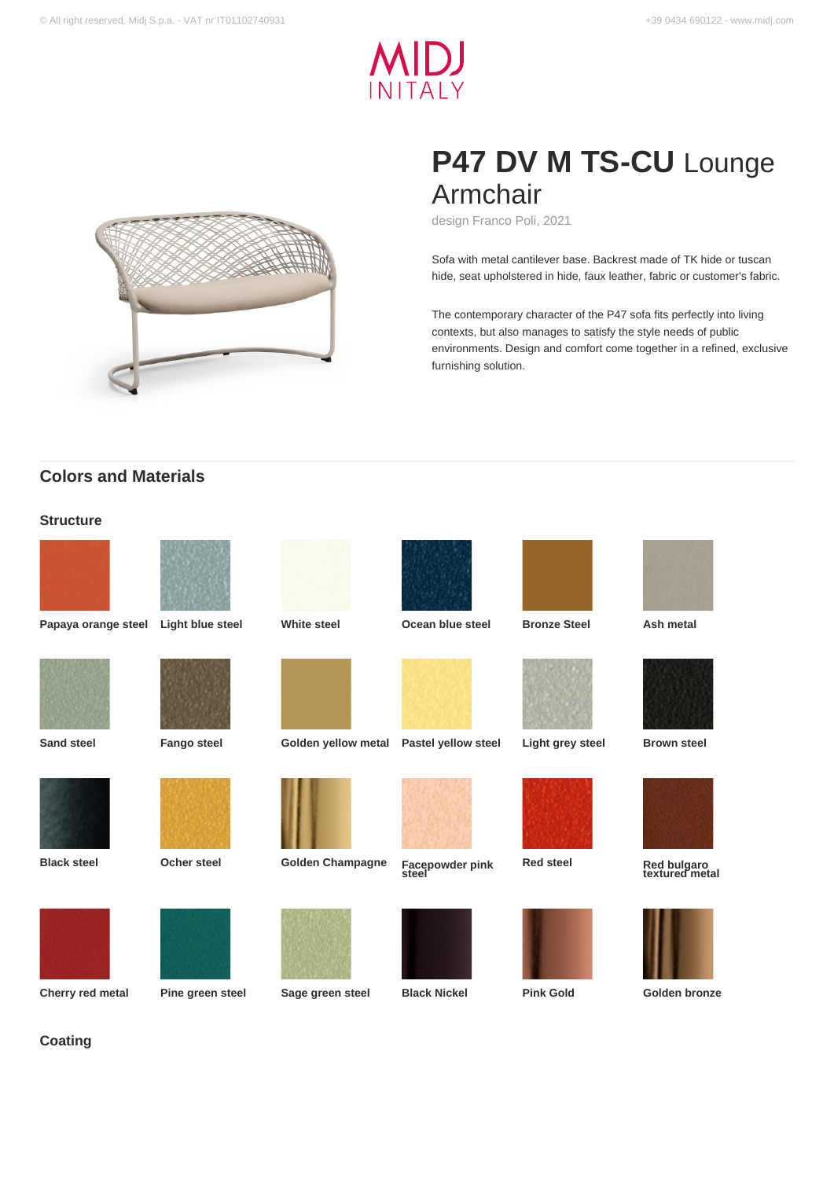# P47 DV M TS-CU Lounge Armchair

design Franco Poli, 2021

Sofa with metal cantilever base. Backrest made of TK hide or tuscan hide, seat upholstered in hide, faux leather, fabric or customer's fabric.

The contemporary character of the P47 sofa fits perfectly into living contexts, but also manages to satisfy the style needs of public environments. Design and comfort come together in a refined, exclusive furnishing solution.

## Colors and Materials

### Structure

- Papaya orange steel
- Light blue steel
- White steel
- Ocean blue steel
- Bronze Steel
- Ash metal
- Sand steel
- Fango steel
- Golden yellow metal
- Pastel yellow steel
- Light grey steel
- Brown steel
- Black steel
- Ocher steel
- Golden Champagne
- Facepowder pink steel
- Red steel
- Red bulgaro textured metal
- Cherry red metal
- Pine green steel
- Sage green steel
- Black Nickel
- Pink Gold
- Golden bronze

### Coating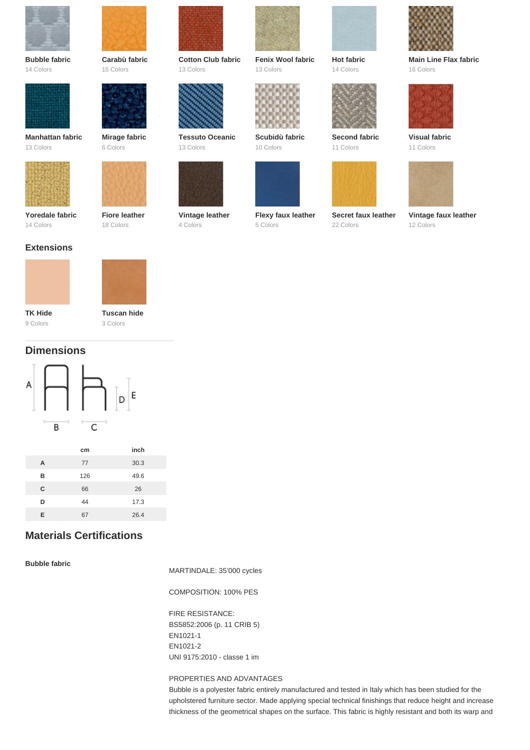**Bubble fabric**
14 Colors

**Carabù fabric**
15 Colors

**Cotton Club fabric**
13 Colors

**Fenix Wool fabric**
13 Colors

**Hot fabric**
14 Colors

**Main Line Flax fabric**
16 Colors

**Manhattan fabric**
13 Colors

**Mirage fabric**
6 Colors

**Tessuto Oceanic**
13 Colors

**Scubidù fabric**
10 Colors

**Second fabric**
11 Colors

**Visual fabric**
11 Colors

**Yoredale fabric**
14 Colors

**Fiore leather**
18 Colors

**Vintage leather**
4 Colors

**Flexy faux leather**
5 Colors

**Secret faux leather**
22 Colors

**Vintage faux leather**
12 Colors

### Extensions

**TK Hide**
9 Colors

**Tuscan hide**
3 Colors

## Dimensions

| | cm | inch |
|---|---|---|
| A | 77 | 30.3 |
| B | 126 | 49.6 |
| C | 66 | 26 |
| D | 44 | 17.3 |
| E | 67 | 26.4 |

## Materials Certifications

**Bubble fabric**

MARTINDALE: 35'000 cycles

COMPOSITION: 100% PES

FIRE RESISTANCE:
BS5852:2006 (p. 11 CRIB 5)
EN1021-1
EN1021-2
UNI 9175:2010 - classe 1 im

PROPERTIES AND ADVANTAGES
Bubble is a polyester fabric entirely manufactured and tested in Italy which has been studied for the upholstered furniture sector. Made applying special technical finishings that reduce height and increase thickness of the geometrical shapes on the surface. This fabric is highly resistant and both its warp and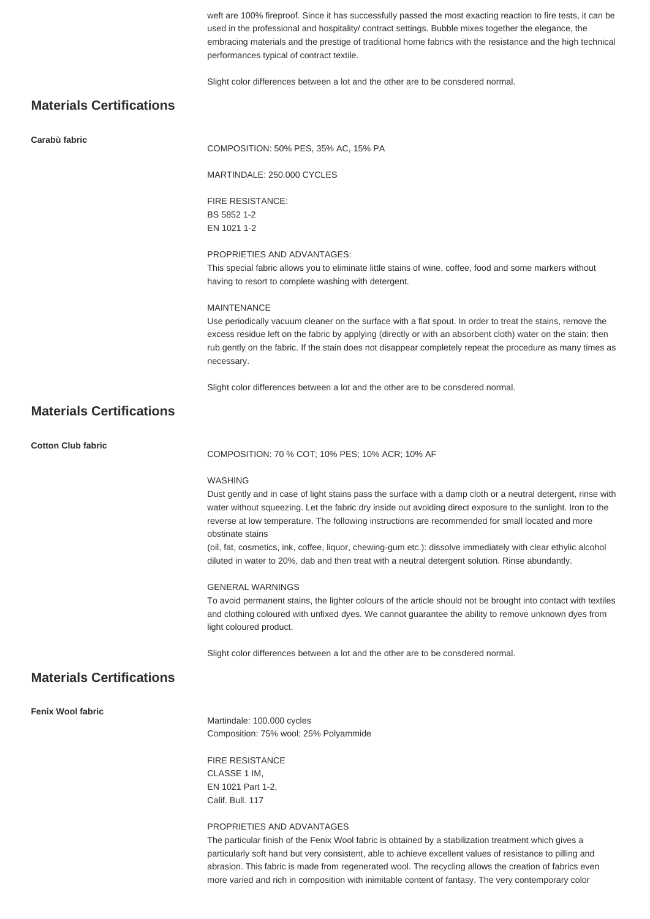weft are 100% fireproof. Since it has successfully passed the most exacting reaction to fire tests, it can be used in the professional and hospitality/ contract settings. Bubble mixes together the elegance, the embracing materials and the prestige of traditional home fabrics with the resistance and the high technical performances typical of contract textile.

Slight color differences between a lot and the other are to be consdered normal.

## Materials Certifications

**Carabù fabric**

COMPOSITION: 50% PES, 35% AC, 15% PA

MARTINDALE: 250.000 CYCLES

FIRE RESISTANCE:
BS 5852 1-2
EN 1021 1-2

PROPRIETIES AND ADVANTAGES:
This special fabric allows you to eliminate little stains of wine, coffee, food and some markers without having to resort to complete washing with detergent.

MAINTENANCE
Use periodically vacuum cleaner on the surface with a flat spout. In order to treat the stains, remove the excess residue left on the fabric by applying (directly or with an absorbent cloth) water on the stain; then rub gently on the fabric. If the stain does not disappear completely repeat the procedure as many times as necessary.

Slight color differences between a lot and the other are to be consdered normal.

## Materials Certifications

**Cotton Club fabric**

COMPOSITION: 70 % COT; 10% PES; 10% ACR; 10% AF

WASHING
Dust gently and in case of light stains pass the surface with a damp cloth or a neutral detergent, rinse with water without squeezing. Let the fabric dry inside out avoiding direct exposure to the sunlight. Iron to the reverse at low temperature. The following instructions are recommended for small located and more obstinate stains
(oil, fat, cosmetics, ink, coffee, liquor, chewing-gum etc.): dissolve immediately with clear ethylic alcohol diluted in water to 20%, dab and then treat with a neutral detergent solution. Rinse abundantly.

GENERAL WARNINGS
To avoid permanent stains, the lighter colours of the article should not be brought into contact with textiles and clothing coloured with unfixed dyes. We cannot guarantee the ability to remove unknown dyes from light coloured product.

Slight color differences between a lot and the other are to be consdered normal.

## Materials Certifications

**Fenix Wool fabric**

Martindale: 100.000 cycles
Composition: 75% wool; 25% Polyammide

FIRE RESISTANCE
CLASSE 1 IM,
EN 1021 Part 1-2,
Calif. Bull. 117

PROPRIETIES AND ADVANTAGES
The particular finish of the Fenix Wool fabric is obtained by a stabilization treatment which gives a particularly soft hand but very consistent, able to achieve excellent values of resistance to pilling and abrasion. This fabric is made from regenerated wool. The recycling allows the creation of fabrics even more varied and rich in composition with inimitable content of fantasy. The very contemporary color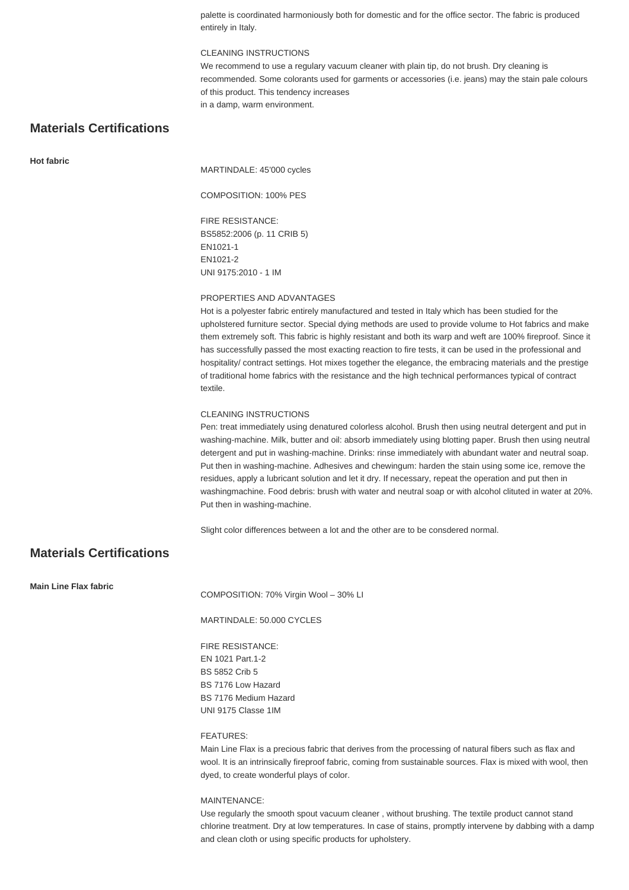palette is coordinated harmoniously both for domestic and for the office sector. The fabric is produced entirely in Italy.

CLEANING INSTRUCTIONS
We recommend to use a regulary vacuum cleaner with plain tip, do not brush. Dry cleaning is recommended. Some colorants used for garments or accessories (i.e. jeans) may the stain pale colours of this product. This tendency increases
in a damp, warm environment.

## Materials Certifications

**Hot fabric**

MARTINDALE: 45'000 cycles

COMPOSITION: 100% PES

FIRE RESISTANCE:
BS5852:2006 (p. 11 CRIB 5)
EN1021-1
EN1021-2
UNI 9175:2010 - 1 IM

PROPERTIES AND ADVANTAGES
Hot is a polyester fabric entirely manufactured and tested in Italy which has been studied for the upholstered furniture sector. Special dying methods are used to provide volume to Hot fabrics and make them extremely soft. This fabric is highly resistant and both its warp and weft are 100% fireproof. Since it has successfully passed the most exacting reaction to fire tests, it can be used in the professional and hospitality/ contract settings. Hot mixes together the elegance, the embracing materials and the prestige of traditional home fabrics with the resistance and the high technical performances typical of contract textile.

CLEANING INSTRUCTIONS
Pen: treat immediately using denatured colorless alcohol. Brush then using neutral detergent and put in washing-machine. Milk, butter and oil: absorb immediately using blotting paper. Brush then using neutral detergent and put in washing-machine. Drinks: rinse immediately with abundant water and neutral soap. Put then in washing-machine. Adhesives and chewingum: harden the stain using some ice, remove the residues, apply a lubricant solution and let it dry. If necessary, repeat the operation and put then in washingmachine. Food debris: brush with water and neutral soap or with alcohol cliuted in water at 20%. Put then in washing-machine.

Slight color differences between a lot and the other are to be consdered normal.

## Materials Certifications

**Main Line Flax fabric**

COMPOSITION: 70% Virgin Wool – 30% LI

MARTINDALE: 50.000 CYCLES

FIRE RESISTANCE:
EN 1021 Part.1-2
BS 5852 Crib 5
BS 7176 Low Hazard
BS 7176 Medium Hazard
UNI 9175 Classe 1IM

FEATURES:
Main Line Flax is a precious fabric that derives from the processing of natural fibers such as flax and wool. It is an intrinsically fireproof fabric, coming from sustainable sources. Flax is mixed with wool, then dyed, to create wonderful plays of color.

MAINTENANCE:
Use regularly the smooth spout vacuum cleaner , without brushing. The textile product cannot stand chlorine treatment. Dry at low temperatures. In case of stains, promptly intervene by dabbing with a damp and clean cloth or using specific products for upholstery.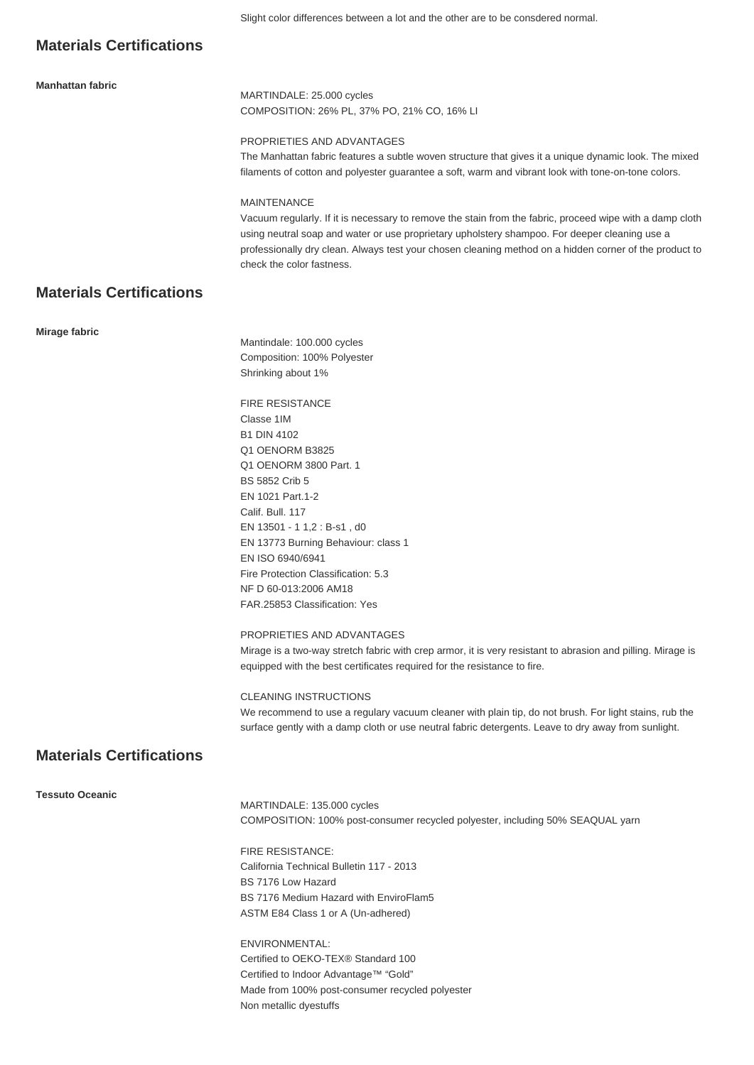Slight color differences between a lot and the other are to be consdered normal.

## Materials Certifications

**Manhattan fabric**

MARTINDALE: 25.000 cycles
COMPOSITION: 26% PL, 37% PO, 21% CO, 16% LI

PROPRIETIES AND ADVANTAGES
The Manhattan fabric features a subtle woven structure that gives it a unique dynamic look. The mixed filaments of cotton and polyester guarantee a soft, warm and vibrant look with tone-on-tone colors.

MAINTENANCE
Vacuum regularly. If it is necessary to remove the stain from the fabric, proceed wipe with a damp cloth using neutral soap and water or use proprietary upholstery shampoo. For deeper cleaning use a professionally dry clean. Always test your chosen cleaning method on a hidden corner of the product to check the color fastness.

## Materials Certifications

**Mirage fabric**

Mantindale: 100.000 cycles
Composition: 100% Polyester
Shrinking about 1%

FIRE RESISTANCE
Classe 1IM
B1 DIN 4102
Q1 OENORM B3825
Q1 OENORM 3800 Part. 1
BS 5852 Crib 5
EN 1021 Part.1-2
Calif. Bull. 117
EN 13501 - 1 1,2 : B-s1 , d0
EN 13773 Burning Behaviour: class 1
EN ISO 6940/6941
Fire Protection Classification: 5.3
NF D 60-013:2006 AM18
FAR.25853 Classification: Yes

PROPRIETIES AND ADVANTAGES
Mirage is a two-way stretch fabric with crep armor, it is very resistant to abrasion and pilling. Mirage is equipped with the best certificates required for the resistance to fire.

CLEANING INSTRUCTIONS
We recommend to use a regulary vacuum cleaner with plain tip, do not brush. For light stains, rub the surface gently with a damp cloth or use neutral fabric detergents. Leave to dry away from sunlight.

## Materials Certifications

**Tessuto Oceanic**

MARTINDALE: 135.000 cycles
COMPOSITION: 100% post-consumer recycled polyester, including 50% SEAQUAL yarn

FIRE RESISTANCE:
California Technical Bulletin 117 - 2013
BS 7176 Low Hazard
BS 7176 Medium Hazard with EnviroFlam5
ASTM E84 Class 1 or A (Un-adhered)

ENVIRONMENTAL:
Certified to OEKO-TEX® Standard 100
Certified to Indoor Advantage™ "Gold"
Made from 100% post-consumer recycled polyester
Non metallic dyestuffs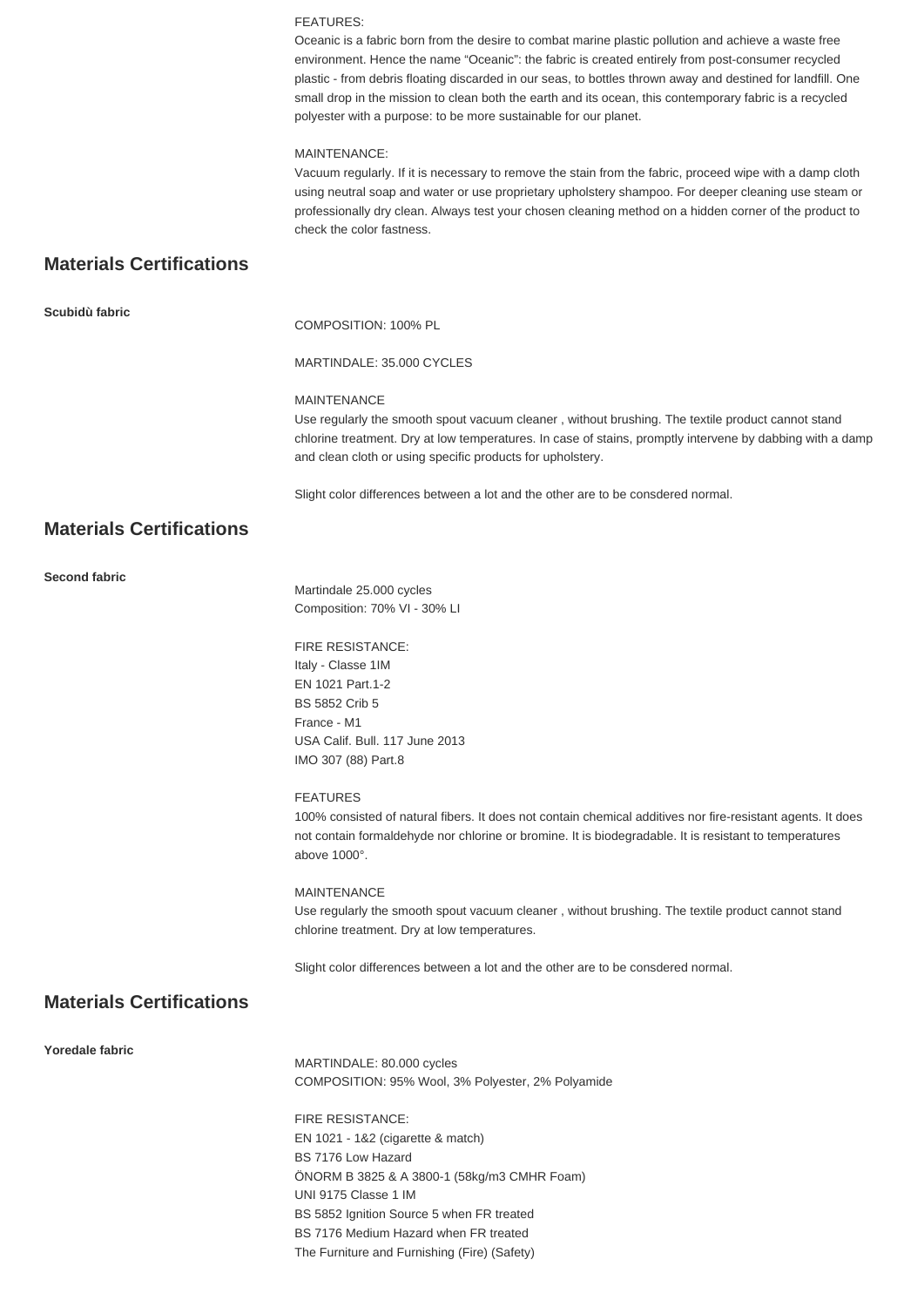FEATURES:
Oceanic is a fabric born from the desire to combat marine plastic pollution and achieve a waste free environment. Hence the name "Oceanic": the fabric is created entirely from post-consumer recycled plastic - from debris floating discarded in our seas, to bottles thrown away and destined for landfill. One small drop in the mission to clean both the earth and its ocean, this contemporary fabric is a recycled polyester with a purpose: to be more sustainable for our planet.

MAINTENANCE:
Vacuum regularly. If it is necessary to remove the stain from the fabric, proceed wipe with a damp cloth using neutral soap and water or use proprietary upholstery shampoo. For deeper cleaning use steam or professionally dry clean. Always test your chosen cleaning method on a hidden corner of the product to check the color fastness.

## Materials Certifications

**Scubidù fabric**

COMPOSITION: 100% PL

MARTINDALE: 35.000 CYCLES

MAINTENANCE
Use regularly the smooth spout vacuum cleaner , without brushing. The textile product cannot stand chlorine treatment. Dry at low temperatures. In case of stains, promptly intervene by dabbing with a damp and clean cloth or using specific products for upholstery.

Slight color differences between a lot and the other are to be consdered normal.

## Materials Certifications

**Second fabric**

Martindale 25.000 cycles
Composition: 70% VI - 30% LI

FIRE RESISTANCE:
Italy - Classe 1IM
EN 1021 Part.1-2
BS 5852 Crib 5
France - M1
USA Calif. Bull. 117 June 2013
IMO 307 (88) Part.8

FEATURES
100% consisted of natural fibers. It does not contain chemical additives nor fire-resistant agents. It does not contain formaldehyde nor chlorine or bromine. It is biodegradable. It is resistant to temperatures above 1000°.

MAINTENANCE
Use regularly the smooth spout vacuum cleaner , without brushing. The textile product cannot stand chlorine treatment. Dry at low temperatures.

Slight color differences between a lot and the other are to be consdered normal.

## Materials Certifications

**Yoredale fabric**

MARTINDALE: 80.000 cycles
COMPOSITION: 95% Wool, 3% Polyester, 2% Polyamide

FIRE RESISTANCE:
EN 1021 - 1&2 (cigarette & match)
BS 7176 Low Hazard
ÖNORM B 3825 & A 3800-1 (58kg/m3 CMHR Foam)
UNI 9175 Classe 1 IM
BS 5852 Ignition Source 5 when FR treated
BS 7176 Medium Hazard when FR treated
The Furniture and Furnishing (Fire) (Safety)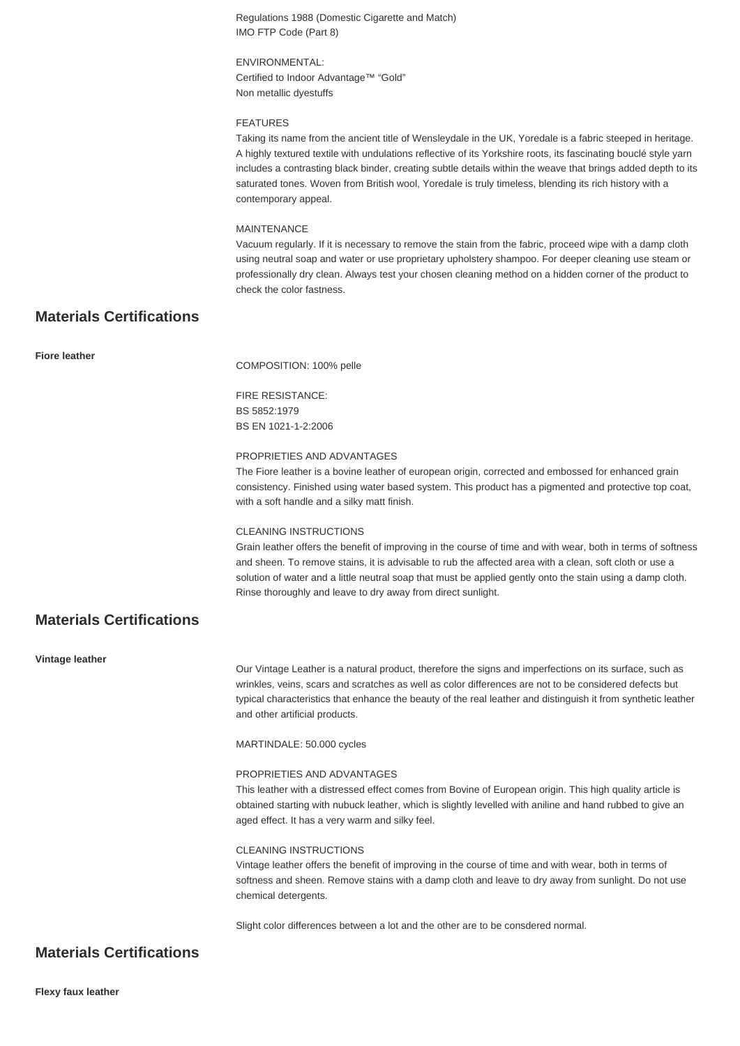Regulations 1988 (Domestic Cigarette and Match)
IMO FTP Code (Part 8)

ENVIRONMENTAL:
Certified to Indoor Advantage™ "Gold"
Non metallic dyestuffs

FEATURES
Taking its name from the ancient title of Wensleydale in the UK, Yoredale is a fabric steeped in heritage. A highly textured textile with undulations reflective of its Yorkshire roots, its fascinating bouclé style yarn includes a contrasting black binder, creating subtle details within the weave that brings added depth to its saturated tones. Woven from British wool, Yoredale is truly timeless, blending its rich history with a contemporary appeal.

MAINTENANCE
Vacuum regularly. If it is necessary to remove the stain from the fabric, proceed wipe with a damp cloth using neutral soap and water or use proprietary upholstery shampoo. For deeper cleaning use steam or professionally dry clean. Always test your chosen cleaning method on a hidden corner of the product to check the color fastness.

## Materials Certifications

**Fiore leather**

COMPOSITION: 100% pelle

FIRE RESISTANCE:
BS 5852:1979
BS EN 1021-1-2:2006

PROPRIETIES AND ADVANTAGES
The Fiore leather is a bovine leather of european origin, corrected and embossed for enhanced grain consistency. Finished using water based system. This product has a pigmented and protective top coat, with a soft handle and a silky matt finish.

CLEANING INSTRUCTIONS
Grain leather offers the benefit of improving in the course of time and with wear, both in terms of softness and sheen. To remove stains, it is advisable to rub the affected area with a clean, soft cloth or use a solution of water and a little neutral soap that must be applied gently onto the stain using a damp cloth. Rinse thoroughly and leave to dry away from direct sunlight.

## Materials Certifications

**Vintage leather**

Our Vintage Leather is a natural product, therefore the signs and imperfections on its surface, such as wrinkles, veins, scars and scratches as well as color differences are not to be considered defects but typical characteristics that enhance the beauty of the real leather and distinguish it from synthetic leather and other artificial products.

MARTINDALE: 50.000 cycles

PROPRIETIES AND ADVANTAGES
This leather with a distressed effect comes from Bovine of European origin. This high quality article is obtained starting with nubuck leather, which is slightly levelled with aniline and hand rubbed to give an aged effect. It has a very warm and silky feel.

CLEANING INSTRUCTIONS
Vintage leather offers the benefit of improving in the course of time and with wear, both in terms of softness and sheen. Remove stains with a damp cloth and leave to dry away from sunlight. Do not use chemical detergents.

Slight color differences between a lot and the other are to be consdered normal.

## Materials Certifications

**Flexy faux leather**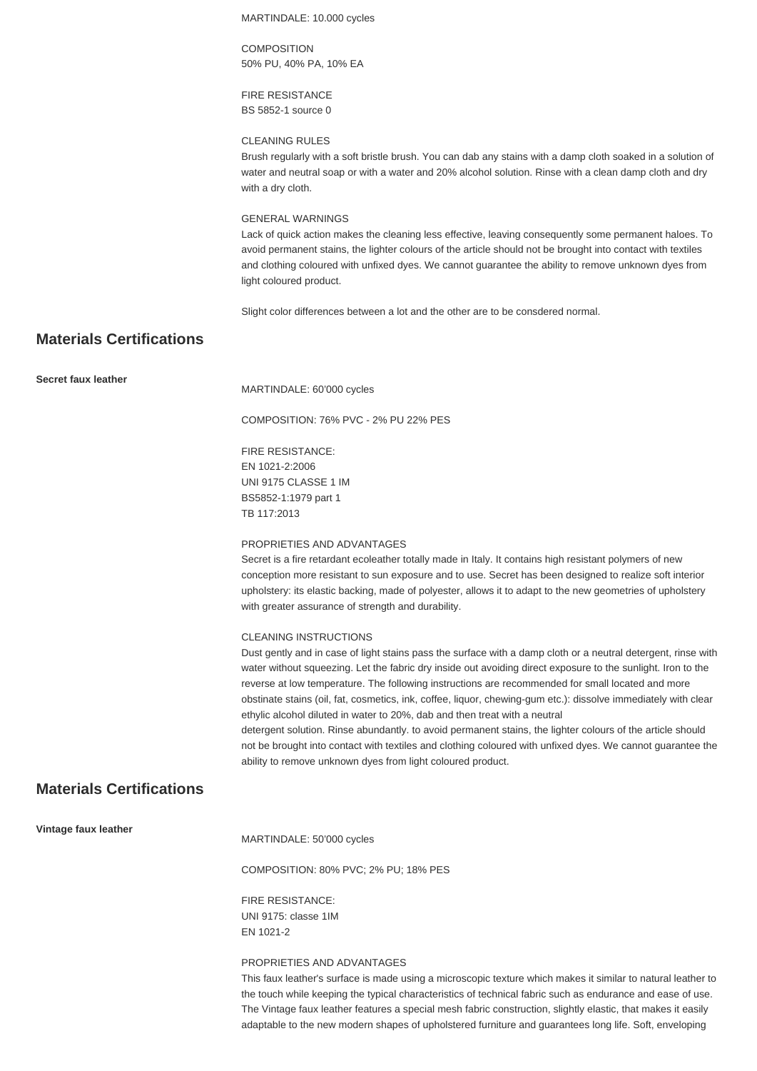MARTINDALE: 10.000 cycles

COMPOSITION
50% PU, 40% PA, 10% EA

FIRE RESISTANCE
BS 5852-1 source 0

CLEANING RULES
Brush regularly with a soft bristle brush. You can dab any stains with a damp cloth soaked in a solution of water and neutral soap or with a water and 20% alcohol solution. Rinse with a clean damp cloth and dry with a dry cloth.

GENERAL WARNINGS
Lack of quick action makes the cleaning less effective, leaving consequently some permanent haloes. To avoid permanent stains, the lighter colours of the article should not be brought into contact with textiles and clothing coloured with unfixed dyes. We cannot guarantee the ability to remove unknown dyes from light coloured product.

Slight color differences between a lot and the other are to be consdered normal.

## Materials Certifications

**Secret faux leather**

MARTINDALE: 60'000 cycles

COMPOSITION: 76% PVC - 2% PU 22% PES

FIRE RESISTANCE:
EN 1021-2:2006
UNI 9175 CLASSE 1 IM
BS5852-1:1979 part 1
TB 117:2013

PROPRIETIES AND ADVANTAGES
Secret is a fire retardant ecoleather totally made in Italy. It contains high resistant polymers of new conception more resistant to sun exposure and to use. Secret has been designed to realize soft interior upholstery: its elastic backing, made of polyester, allows it to adapt to the new geometries of upholstery with greater assurance of strength and durability.

CLEANING INSTRUCTIONS
Dust gently and in case of light stains pass the surface with a damp cloth or a neutral detergent, rinse with water without squeezing. Let the fabric dry inside out avoiding direct exposure to the sunlight. Iron to the reverse at low temperature. The following instructions are recommended for small located and more obstinate stains (oil, fat, cosmetics, ink, coffee, liquor, chewing-gum etc.): dissolve immediately with clear ethylic alcohol diluted in water to 20%, dab and then treat with a neutral
detergent solution. Rinse abundantly. to avoid permanent stains, the lighter colours of the article should not be brought into contact with textiles and clothing coloured with unfixed dyes. We cannot guarantee the ability to remove unknown dyes from light coloured product.

## Materials Certifications

**Vintage faux leather**

MARTINDALE: 50'000 cycles

COMPOSITION: 80% PVC; 2% PU; 18% PES

FIRE RESISTANCE:
UNI 9175: classe 1IM
EN 1021-2

PROPRIETIES AND ADVANTAGES
This faux leather's surface is made using a microscopic texture which makes it similar to natural leather to the touch while keeping the typical characteristics of technical fabric such as endurance and ease of use. The Vintage faux leather features a special mesh fabric construction, slightly elastic, that makes it easily adaptable to the new modern shapes of upholstered furniture and guarantees long life. Soft, enveloping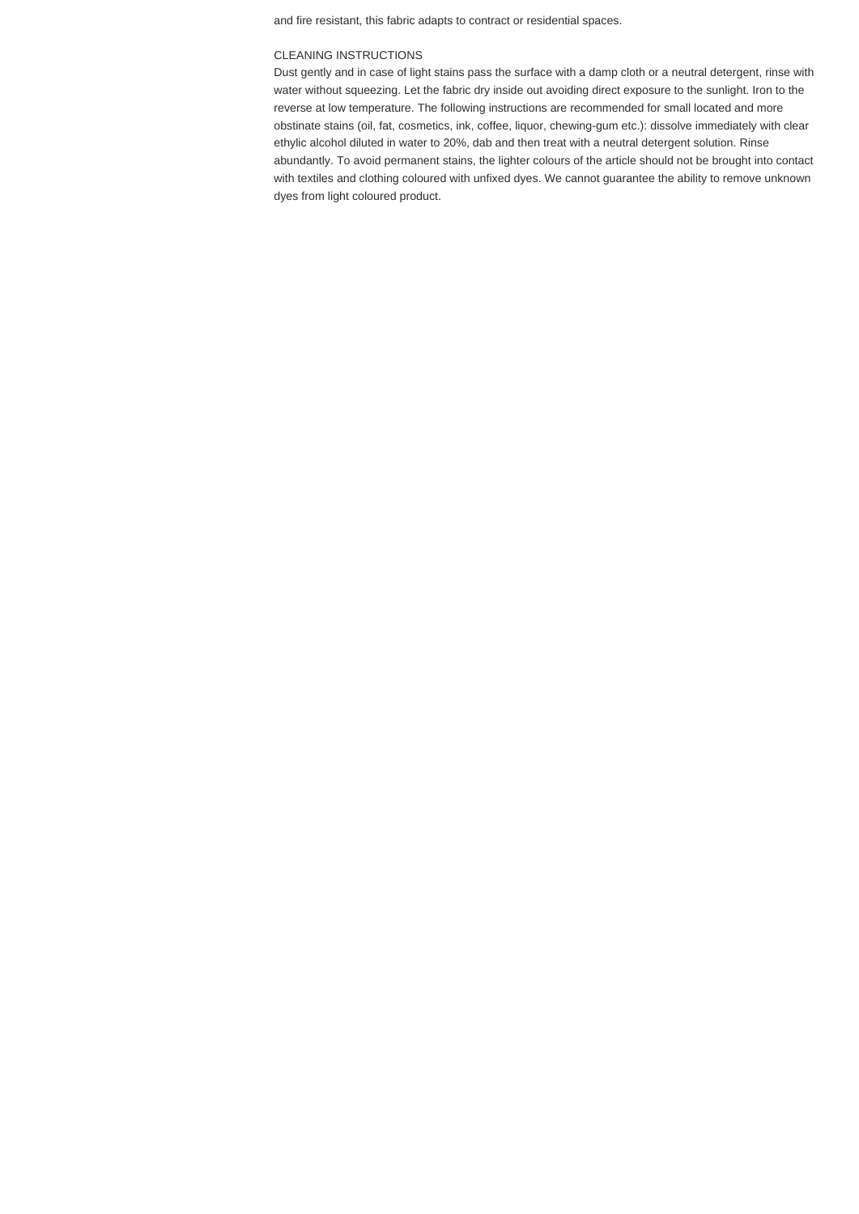and fire resistant, this fabric adapts to contract or residential spaces.

CLEANING INSTRUCTIONS

Dust gently and in case of light stains pass the surface with a damp cloth or a neutral detergent, rinse with water without squeezing. Let the fabric dry inside out avoiding direct exposure to the sunlight. Iron to the reverse at low temperature. The following instructions are recommended for small located and more obstinate stains (oil, fat, cosmetics, ink, coffee, liquor, chewing-gum etc.): dissolve immediately with clear ethylic alcohol diluted in water to 20%, dab and then treat with a neutral detergent solution. Rinse abundantly. To avoid permanent stains, the lighter colours of the article should not be brought into contact with textiles and clothing coloured with unfixed dyes. We cannot guarantee the ability to remove unknown dyes from light coloured product.